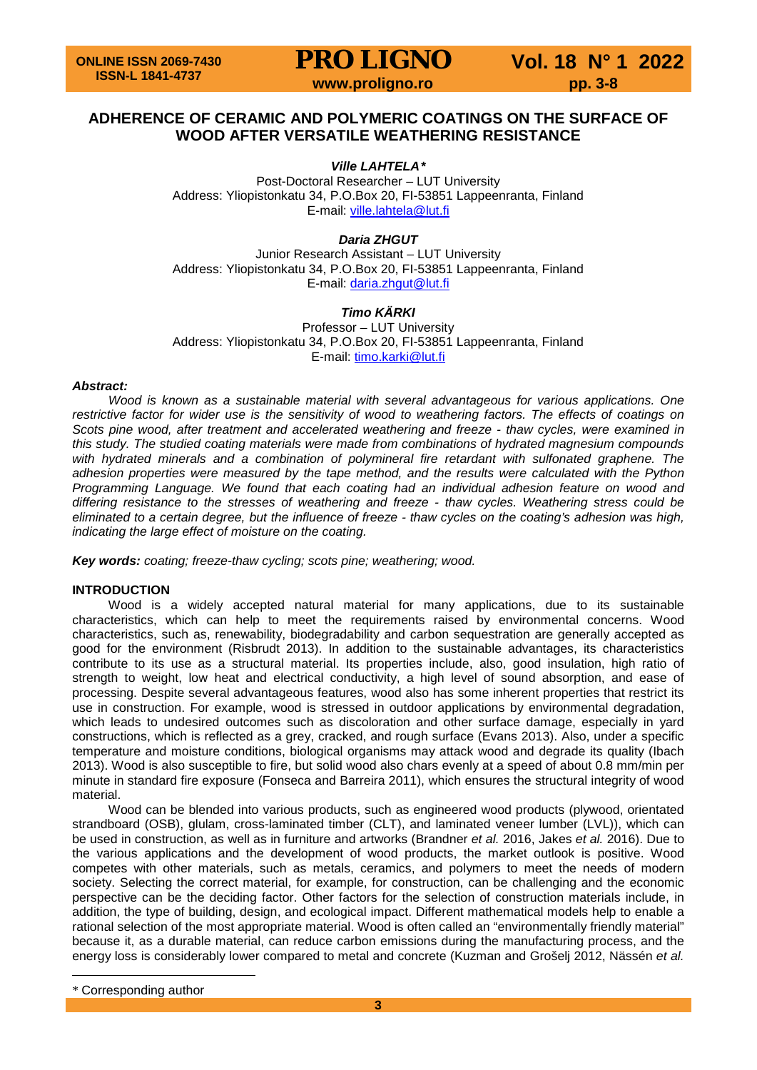# ADHERENCE OF CERAMIC AND POLYMERIC COATINGS ON THE SURFACE OF WOOD AFTER VERSATILE WEATHERING RESISTANCE

***Ville LAHTELA**\***

Post-Doctoral Researcher – LUT University
Address: Yliopistonkatu 34, P.O.Box 20, FI-53851 Lappeenranta, Finland
E-mail: ville.lahtela@lut.fi

***Daria ZHGUT***

Junior Research Assistant – LUT University
Address: Yliopistonkatu 34, P.O.Box 20, FI-53851 Lappeenranta, Finland
E-mail: daria.zhgut@lut.fi

***Timo KÄRKI***

Professor – LUT University
Address: Yliopistonkatu 34, P.O.Box 20, FI-53851 Lappeenranta, Finland
E-mail: timo.karki@lut.fi

***Abstract:***

*Wood is known as a sustainable material with several advantageous for various applications. One restrictive factor for wider use is the sensitivity of wood to weathering factors. The effects of coatings on Scots pine wood, after treatment and accelerated weathering and freeze - thaw cycles, were examined in this study. The studied coating materials were made from combinations of hydrated magnesium compounds with hydrated minerals and a combination of polyminerel fire retardant with sulfonated graphene. The adhesion properties were measured by the tape method, and the results were calculated with the Python Programming Language. We found that each coating had an individual adhesion feature on wood and differing resistance to the stresses of weathering and freeze - thaw cycles. Weathering stress could be eliminated to a certain degree, but the influence of freeze - thaw cycles on the coating's adhesion was high, indicating the large effect of moisture on the coating.*

***Key words:*** *coating; freeze-thaw cycling; scots pine; weathering; wood.*

## INTRODUCTION

Wood is a widely accepted natural material for many applications, due to its sustainable characteristics, which can help to meet the requirements raised by environmental concerns. Wood characteristics, such as, renewability, biodegradability and carbon sequestration are generally accepted as good for the environment (Risbrudt 2013). In addition to the sustainable advantages, its characteristics contribute to its use as a structural material. Its properties include, also, good insulation, high ratio of strength to weight, low heat and electrical conductivity, a high level of sound absorption, and ease of processing. Despite several advantageous features, wood also has some inherent properties that restrict its use in construction. For example, wood is stressed in outdoor applications by environmental degradation, which leads to undesired outcomes such as discoloration and other surface damage, especially in yard constructions, which is reflected as a grey, cracked, and rough surface (Evans 2013). Also, under a specific temperature and moisture conditions, biological organisms may attack wood and degrade its quality (Ibach 2013). Wood is also susceptible to fire, but solid wood also chars evenly at a speed of about 0.8 mm/min per minute in standard fire exposure (Fonseca and Barreira 2011), which ensures the structural integrity of wood material.

Wood can be blended into various products, such as engineered wood products (plywood, orientated strandboard (OSB), glulam, cross-laminated timber (CLT), and laminated veneer lumber (LVL)), which can be used in construction, as well as in furniture and artworks (Brandner *et al.* 2016, Jakes *et al.* 2016). Due to the various applications and the development of wood products, the market outlook is positive. Wood competes with other materials, such as metals, ceramics, and polymers to meet the needs of modern society. Selecting the correct material, for example, for construction, can be challenging and the economic perspective can be the deciding factor. Other factors for the selection of construction materials include, in addition, the type of building, design, and ecological impact. Different mathematical models help to enable a rational selection of the most appropriate material. Wood is often called an "environmentally friendly material" because it, as a durable material, can reduce carbon emissions during the manufacturing process, and the energy loss is considerably lower compared to metal and concrete (Kuzman and Grošelj 2012, Nässén *et al.*

\* Corresponding author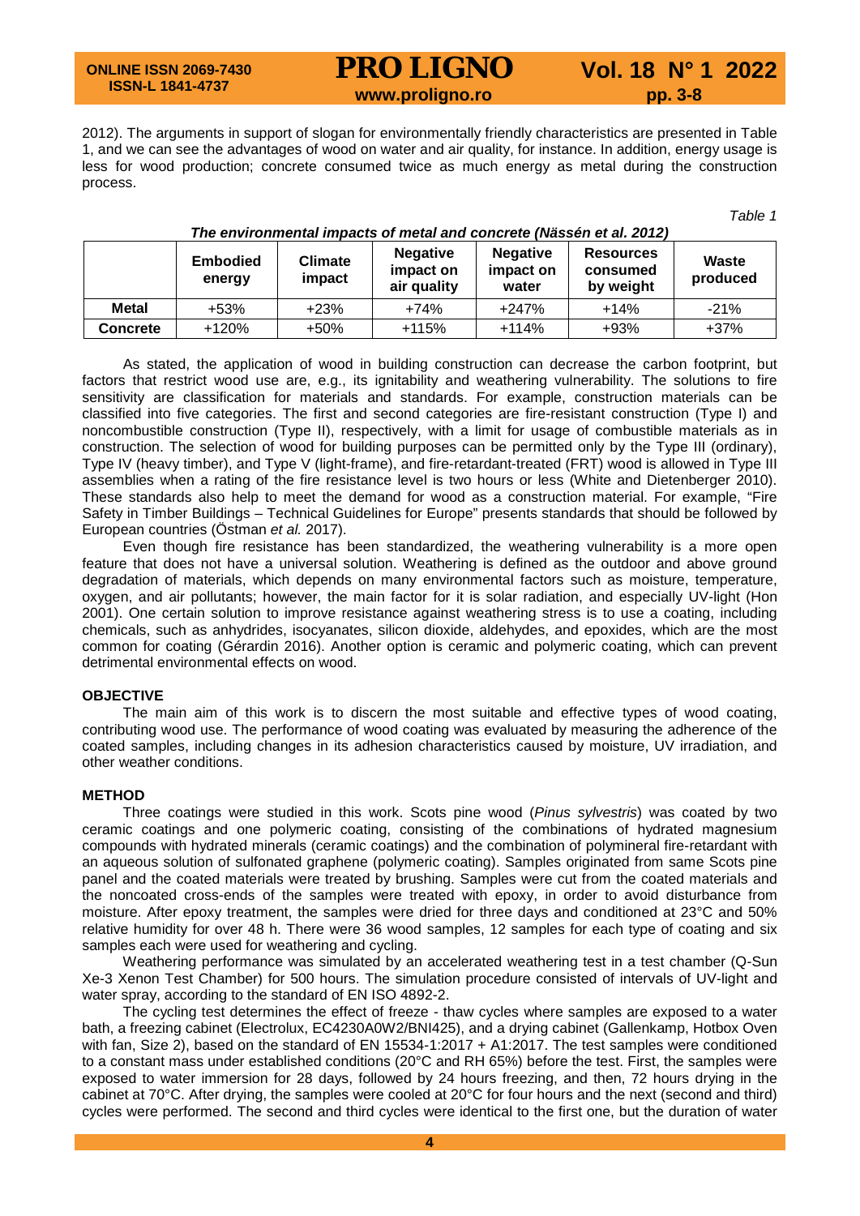2012). The arguments in support of slogan for environmentally friendly characteristics are presented in Table 1, and we can see the advantages of wood on water and air quality, for instance. In addition, energy usage is less for wood production; concrete consumed twice as much energy as metal during the construction process.

*Table 1*

***The environmental impacts of metal and concrete (Nässén et al. 2012)***

| | Embodied energy | Climate impact | Negative impact on air quality | Negative impact on water | Resources consumed by weight | Waste produced |
|---|---|---|---|---|---|---|
| **Metal** | +53% | +23% | +74% | +247% | +14% | -21% |
| **Concrete** | +120% | +50% | +115% | +114% | +93% | +37% |

As stated, the application of wood in building construction can decrease the carbon footprint, but factors that restrict wood use are, e.g., its ignitability and weathering vulnerability. The solutions to fire sensitivity are classification for materials and standards. For example, construction materials can be classified into five categories. The first and second categories are fire-resistant construction (Type I) and noncombustible construction (Type II), respectively, with a limit for usage of combustible materials as in construction. The selection of wood for building purposes can be permitted only by the Type III (ordinary), Type IV (heavy timber), and Type V (light-frame), and fire-retardant-treated (FRT) wood is allowed in Type III assemblies when a rating of the fire resistance level is two hours or less (White and Dietenberger 2010). These standards also help to meet the demand for wood as a construction material. For example, "Fire Safety in Timber Buildings – Technical Guidelines for Europe" presents standards that should be followed by European countries (Östman *et al.* 2017).

Even though fire resistance has been standardized, the weathering vulnerability is a more open feature that does not have a universal solution. Weathering is defined as the outdoor and above ground degradation of materials, which depends on many environmental factors such as moisture, temperature, oxygen, and air pollutants; however, the main factor for it is solar radiation, and especially UV-light (Hon 2001). One certain solution to improve resistance against weathering stress is to use a coating, including chemicals, such as anhydrides, isocyanates, silicon dioxide, aldehydes, and epoxides, which are the most common for coating (Gérardin 2016). Another option is ceramic and polymeric coating, which can prevent detrimental environmental effects on wood.

## OBJECTIVE

The main aim of this work is to discern the most suitable and effective types of wood coating, contributing wood use. The performance of wood coating was evaluated by measuring the adherence of the coated samples, including changes in its adhesion characteristics caused by moisture, UV irradiation, and other weather conditions.

## METHOD

Three coatings were studied in this work. Scots pine wood (*Pinus sylvestris*) was coated by two ceramic coatings and one polymeric coating, consisting of the combinations of hydrated magnesium compounds with hydrated minerals (ceramic coatings) and the combination of polymineral fire-retardant with an aqueous solution of sulfonated graphene (polymeric coating). Samples originated from same Scots pine panel and the coated materials were treated by brushing. Samples were cut from the coated materials and the noncoated cross-ends of the samples were treated with epoxy, in order to avoid disturbance from moisture. After epoxy treatment, the samples were dried for three days and conditioned at 23°C and 50% relative humidity for over 48 h. There were 36 wood samples, 12 samples for each type of coating and six samples each were used for weathering and cycling.

Weathering performance was simulated by an accelerated weathering test in a test chamber (Q-Sun Xe-3 Xenon Test Chamber) for 500 hours. The simulation procedure consisted of intervals of UV-light and water spray, according to the standard of EN ISO 4892-2.

The cycling test determines the effect of freeze - thaw cycles where samples are exposed to a water bath, a freezing cabinet (Electrolux, EC4230A0W2/BNI425), and a drying cabinet (Gallenkamp, Hotbox Oven with fan, Size 2), based on the standard of EN 15534-1:2017 + A1:2017. The test samples were conditioned to a constant mass under established conditions (20°C and RH 65%) before the test. First, the samples were exposed to water immersion for 28 days, followed by 24 hours freezing, and then, 72 hours drying in the cabinet at 70°C. After drying, the samples were cooled at 20°C for four hours and the next (second and third) cycles were performed. The second and third cycles were identical to the first one, but the duration of water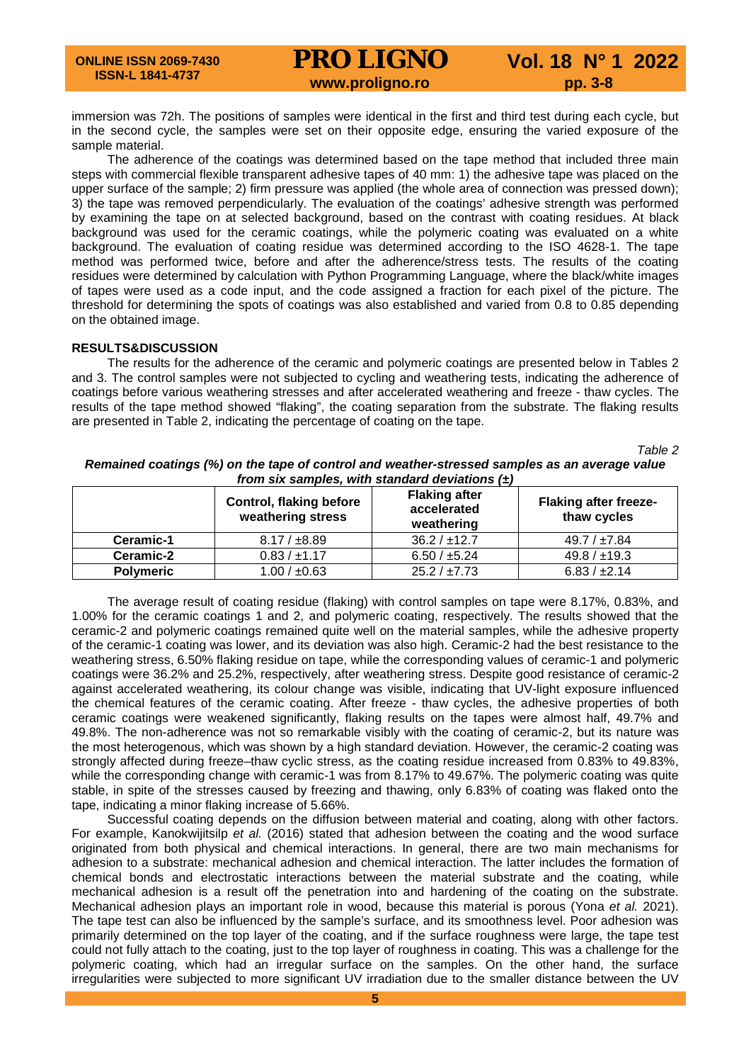immersion was 72h. The positions of samples were identical in the first and third test during each cycle, but in the second cycle, the samples were set on their opposite edge, ensuring the varied exposure of the sample material.

The adherence of the coatings was determined based on the tape method that included three main steps with commercial flexible transparent adhesive tapes of 40 mm: 1) the adhesive tape was placed on the upper surface of the sample; 2) firm pressure was applied (the whole area of connection was pressed down); 3) the tape was removed perpendicularly. The evaluation of the coatings' adhesive strength was performed by examining the tape on at selected background, based on the contrast with coating residues. At black background was used for the ceramic coatings, while the polymeric coating was evaluated on a white background. The evaluation of coating residue was determined according to the ISO 4628-1. The tape method was performed twice, before and after the adherence/stress tests. The results of the coating residues were determined by calculation with Python Programming Language, where the black/white images of tapes were used as a code input, and the code assigned a fraction for each pixel of the picture. The threshold for determining the spots of coatings was also established and varied from 0.8 to 0.85 depending on the obtained image.

## RESULTS&DISCUSSION

The results for the adherence of the ceramic and polymeric coatings are presented below in Tables 2 and 3. The control samples were not subjected to cycling and weathering tests, indicating the adherence of coatings before various weathering stresses and after accelerated weathering and freeze - thaw cycles. The results of the tape method showed "flaking", the coating separation from the substrate. The flaking results are presented in Table 2, indicating the percentage of coating on the tape.

*Table 2*

***Remained coatings (%) on the tape of control and weather-stressed samples as an average value from six samples, with standard deviations (±)***

| | Control, flaking before weathering stress | Flaking after accelerated weathering | Flaking after freeze-thaw cycles |
|---|---|---|---|
| **Ceramic-1** | 8.17 / ±8.89 | 36.2 / ±12.7 | 49.7 / ±7.84 |
| **Ceramic-2** | 0.83 / ±1.17 | 6.50 / ±5.24 | 49.8 / ±19.3 |
| **Polymeric** | 1.00 / ±0.63 | 25.2 / ±7.73 | 6.83 / ±2.14 |

The average result of coating residue (flaking) with control samples on tape were 8.17%, 0.83%, and 1.00% for the ceramic coatings 1 and 2, and polymeric coating, respectively. The results showed that the ceramic-2 and polymeric coatings remained quite well on the material samples, while the adhesive property of the ceramic-1 coating was lower, and its deviation was also high. Ceramic-2 had the best resistance to the weathering stress, 6.50% flaking residue on tape, while the corresponding values of ceramic-1 and polymeric coatings were 36.2% and 25.2%, respectively, after weathering stress. Despite good resistance of ceramic-2 against accelerated weathering, its colour change was visible, indicating that UV-light exposure influenced the chemical features of the ceramic coating. After freeze - thaw cycles, the adhesive properties of both ceramic coatings were weakened significantly, flaking results on the tapes were almost half, 49.7% and 49.8%. The non-adherence was not so remarkable visibly with the coating of ceramic-2, but its nature was the most heterogenous, which was shown by a high standard deviation. However, the ceramic-2 coating was strongly affected during freeze–thaw cyclic stress, as the coating residue increased from 0.83% to 49.83%, while the corresponding change with ceramic-1 was from 8.17% to 49.67%. The polymeric coating was quite stable, in spite of the stresses caused by freezing and thawing, only 6.83% of coating was flaked onto the tape, indicating a minor flaking increase of 5.66%.

Successful coating depends on the diffusion between material and coating, along with other factors. For example, Kanokwijitsilp *et al.* (2016) stated that adhesion between the coating and the wood surface originated from both physical and chemical interactions. In general, there are two main mechanisms for adhesion to a substrate: mechanical adhesion and chemical interaction. The latter includes the formation of chemical bonds and electrostatic interactions between the material substrate and the coating, while mechanical adhesion is a result off the penetration into and hardening of the coating on the substrate. Mechanical adhesion plays an important role in wood, because this material is porous (Yona *et al.* 2021). The tape test can also be influenced by the sample's surface, and its smoothness level. Poor adhesion was primarily determined on the top layer of the coating, and if the surface roughness were large, the tape test could not fully attach to the coating, just to the top layer of roughness in coating. This was a challenge for the polymeric coating, which had an irregular surface on the samples. On the other hand, the surface irregularities were subjected to more significant UV irradiation due to the smaller distance between the UV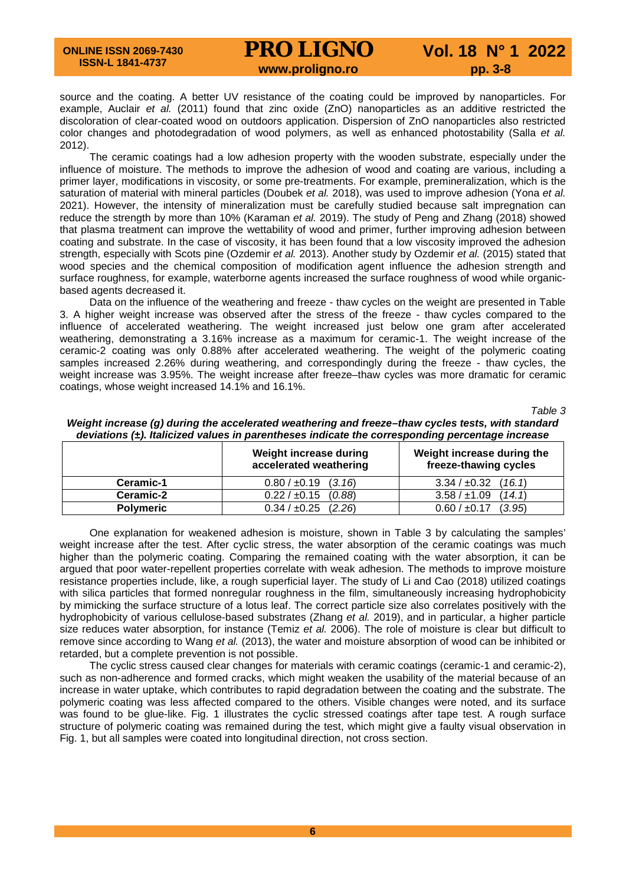source and the coating. A better UV resistance of the coating could be improved by nanoparticles. For example, Auclair *et al.* (2011) found that zinc oxide (ZnO) nanoparticles as an additive restricted the discoloration of clear-coated wood on outdoors application. Dispersion of ZnO nanoparticles also restricted color changes and photodegradation of wood polymers, as well as enhanced photostability (Salla *et al.* 2012).

The ceramic coatings had a low adhesion property with the wooden substrate, especially under the influence of moisture. The methods to improve the adhesion of wood and coating are various, including a primer layer, modifications in viscosity, or some pre-treatments. For example, premineralization, which is the saturation of material with mineral particles (Doubek *et al.* 2018), was used to improve adhesion (Yona *et al.* 2021). However, the intensity of mineralization must be carefully studied because salt impregnation can reduce the strength by more than 10% (Karaman *et al.* 2019). The study of Peng and Zhang (2018) showed that plasma treatment can improve the wettability of wood and primer, further improving adhesion between coating and substrate. In the case of viscosity, it has been found that a low viscosity improved the adhesion strength, especially with Scots pine (Ozdemir *et al.* 2013). Another study by Ozdemir *et al.* (2015) stated that wood species and the chemical composition of modification agent influence the adhesion strength and surface roughness, for example, waterborne agents increased the surface roughness of wood while organic-based agents decreased it.

Data on the influence of the weathering and freeze - thaw cycles on the weight are presented in Table 3. A higher weight increase was observed after the stress of the freeze - thaw cycles compared to the influence of accelerated weathering. The weight increased just below one gram after accelerated weathering, demonstrating a 3.16% increase as a maximum for ceramic-1. The weight increase of the ceramic-2 coating was only 0.88% after accelerated weathering. The weight of the polymeric coating samples increased 2.26% during weathering, and correspondingly during the freeze - thaw cycles, the weight increase was 3.95%. The weight increase after freeze–thaw cycles was more dramatic for ceramic coatings, whose weight increased 14.1% and 16.1%.

*Table 3*

***Weight increase (g) during the accelerated weathering and freeze–thaw cycles tests, with standard deviations (±). Italicized values in parentheses indicate the corresponding percentage increase***

| | Weight increase during accelerated weathering | Weight increase during the freeze-thawing cycles |
|---|---|---|
| **Ceramic-1** | 0.80 / ±0.19 *(3.16)* | 3.34 / ±0.32 *(16.1)* |
| **Ceramic-2** | 0.22 / ±0.15 *(0.88)* | 3.58 / ±1.09 *(14.1)* |
| **Polymeric** | 0.34 / ±0.25 *(2.26)* | 0.60 / ±0.17 *(3.95)* |

One explanation for weakened adhesion is moisture, shown in Table 3 by calculating the samples' weight increase after the test. After cyclic stress, the water absorption of the ceramic coatings was much higher than the polymeric coating. Comparing the remained coating with the water absorption, it can be argued that poor water-repellent properties correlate with weak adhesion. The methods to improve moisture resistance properties include, like, a rough superficial layer. The study of Li and Cao (2018) utilized coatings with silica particles that formed nonregular roughness in the film, simultaneously increasing hydrophobicity by mimicking the surface structure of a lotus leaf. The correct particle size also correlates positively with the hydrophobicity of various cellulose-based substrates (Zhang *et al.* 2019), and in particular, a higher particle size reduces water absorption, for instance (Temiz *et al.* 2006). The role of moisture is clear but difficult to remove since according to Wang *et al.* (2013), the water and moisture absorption of wood can be inhibited or retarded, but a complete prevention is not possible.

The cyclic stress caused clear changes for materials with ceramic coatings (ceramic-1 and ceramic-2), such as non-adherence and formed cracks, which might weaken the usability of the material because of an increase in water uptake, which contributes to rapid degradation between the coating and the substrate. The polymeric coating was less affected compared to the others. Visible changes were noted, and its surface was found to be glue-like. Fig. 1 illustrates the cyclic stressed coatings after tape test. A rough surface structure of polymeric coating was remained during the test, which might give a faulty visual observation in Fig. 1, but all samples were coated into longitudinal direction, not cross section.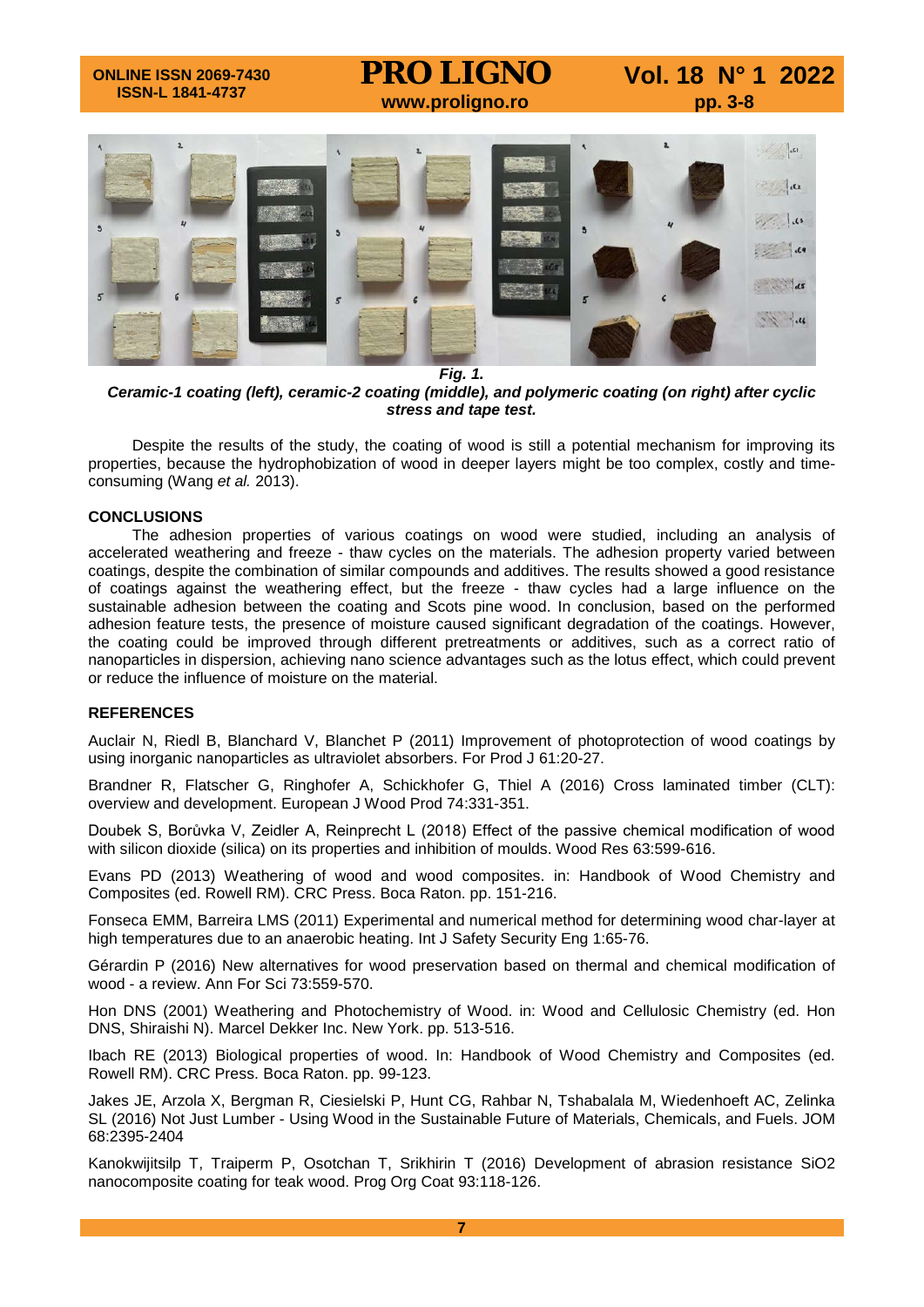*Fig. 1.*

***Ceramic-1 coating (left), ceramic-2 coating (middle), and polymeric coating (on right) after cyclic stress and tape test.***

Despite the results of the study, the coating of wood is still a potential mechanism for improving its properties, because the hydrophobization of wood in deeper layers might be too complex, costly and time-consuming (Wang *et al.* 2013).

## CONCLUSIONS

The adhesion properties of various coatings on wood were studied, including an analysis of accelerated weathering and freeze - thaw cycles on the materials. The adhesion property varied between coatings, despite the combination of similar compounds and additives. The results showed a good resistance of coatings against the weathering effect, but the freeze - thaw cycles had a large influence on the sustainable adhesion between the coating and Scots pine wood. In conclusion, based on the performed adhesion feature tests, the presence of moisture caused significant degradation of the coatings. However, the coating could be improved through different pretreatments or additives, such as a correct ratio of nanoparticles in dispersion, achieving nano science advantages such as the lotus effect, which could prevent or reduce the influence of moisture on the material.

## REFERENCES

Auclair N, Riedl B, Blanchard V, Blanchet P (2011) Improvement of photoprotection of wood coatings by using inorganic nanoparticles as ultraviolet absorbers. For Prod J 61:20-27.

Brandner R, Flatscher G, Ringhofer A, Schickhofer G, Thiel A (2016) Cross laminated timber (CLT): overview and development. European J Wood Prod 74:331-351.

Doubek S, Borůvka V, Zeidler A, Reinprecht L (2018) Effect of the passive chemical modification of wood with silicon dioxide (silica) on its properties and inhibition of moulds. Wood Res 63:599-616.

Evans PD (2013) Weathering of wood and wood composites. in: Handbook of Wood Chemistry and Composites (ed. Rowell RM). CRC Press. Boca Raton. pp. 151-216.

Fonseca EMM, Barreira LMS (2011) Experimental and numerical method for determining wood char-layer at high temperatures due to an anaerobic heating. Int J Safety Security Eng 1:65-76.

Gérardin P (2016) New alternatives for wood preservation based on thermal and chemical modification of wood - a review. Ann For Sci 73:559-570.

Hon DNS (2001) Weathering and Photochemistry of Wood. in: Wood and Cellulosic Chemistry (ed. Hon DNS, Shiraishi N). Marcel Dekker Inc. New York. pp. 513-516.

Ibach RE (2013) Biological properties of wood. In: Handbook of Wood Chemistry and Composites (ed. Rowell RM). CRC Press. Boca Raton. pp. 99-123.

Jakes JE, Arzola X, Bergman R, Ciesielski P, Hunt CG, Rahbar N, Tshabalala M, Wiedenhoeft AC, Zelinka SL (2016) Not Just Lumber - Using Wood in the Sustainable Future of Materials, Chemicals, and Fuels. JOM 68:2395-2404

Kanokwijitsilp T, Traiperm P, Osotchan T, Srikhirin T (2016) Development of abrasion resistance SiO2 nanocomposite coating for teak wood. Prog Org Coat 93:118-126.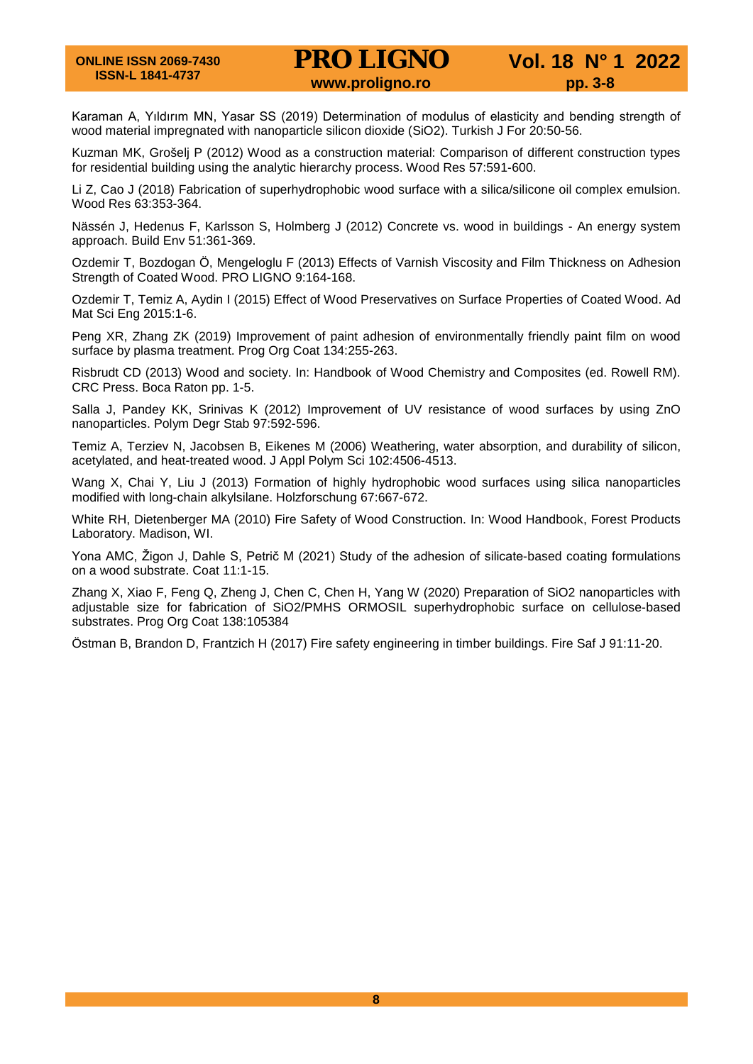Karaman A, Yıldırım MN, Yasar SS (2019) Determination of modulus of elasticity and bending strength of wood material impregnated with nanoparticle silicon dioxide (SiO2). Turkish J For 20:50-56.

Kuzman MK, Grošelj P (2012) Wood as a construction material: Comparison of different construction types for residential building using the analytic hierarchy process. Wood Res 57:591-600.

Li Z, Cao J (2018) Fabrication of superhydrophobic wood surface with a silica/silicone oil complex emulsion. Wood Res 63:353-364.

Nässén J, Hedenus F, Karlsson S, Holmberg J (2012) Concrete vs. wood in buildings - An energy system approach. Build Env 51:361-369.

Ozdemir T, Bozdogan Ö, Mengeloglu F (2013) Effects of Varnish Viscosity and Film Thickness on Adhesion Strength of Coated Wood. PRO LIGNO 9:164-168.

Ozdemir T, Temiz A, Aydin I (2015) Effect of Wood Preservatives on Surface Properties of Coated Wood. Ad Mat Sci Eng 2015:1-6.

Peng XR, Zhang ZK (2019) Improvement of paint adhesion of environmentally friendly paint film on wood surface by plasma treatment. Prog Org Coat 134:255-263.

Risbrudt CD (2013) Wood and society. In: Handbook of Wood Chemistry and Composites (ed. Rowell RM). CRC Press. Boca Raton pp. 1-5.

Salla J, Pandey KK, Srinivas K (2012) Improvement of UV resistance of wood surfaces by using ZnO nanoparticles. Polym Degr Stab 97:592-596.

Temiz A, Terziev N, Jacobsen B, Eikenes M (2006) Weathering, water absorption, and durability of silicon, acetylated, and heat-treated wood. J Appl Polym Sci 102:4506-4513.

Wang X, Chai Y, Liu J (2013) Formation of highly hydrophobic wood surfaces using silica nanoparticles modified with long-chain alkylsilane. Holzforschung 67:667-672.

White RH, Dietenberger MA (2010) Fire Safety of Wood Construction. In: Wood Handbook, Forest Products Laboratory. Madison, WI.

Yona AMC, Žigon J, Dahle S, Petrič M (2021) Study of the adhesion of silicate-based coating formulations on a wood substrate. Coat 11:1-15.

Zhang X, Xiao F, Feng Q, Zheng J, Chen C, Chen H, Yang W (2020) Preparation of SiO2 nanoparticles with adjustable size for fabrication of SiO2/PMHS ORMOSIL superhydrophobic surface on cellulose-based substrates. Prog Org Coat 138:105384

Östman B, Brandon D, Frantzich H (2017) Fire safety engineering in timber buildings. Fire Saf J 91:11-20.